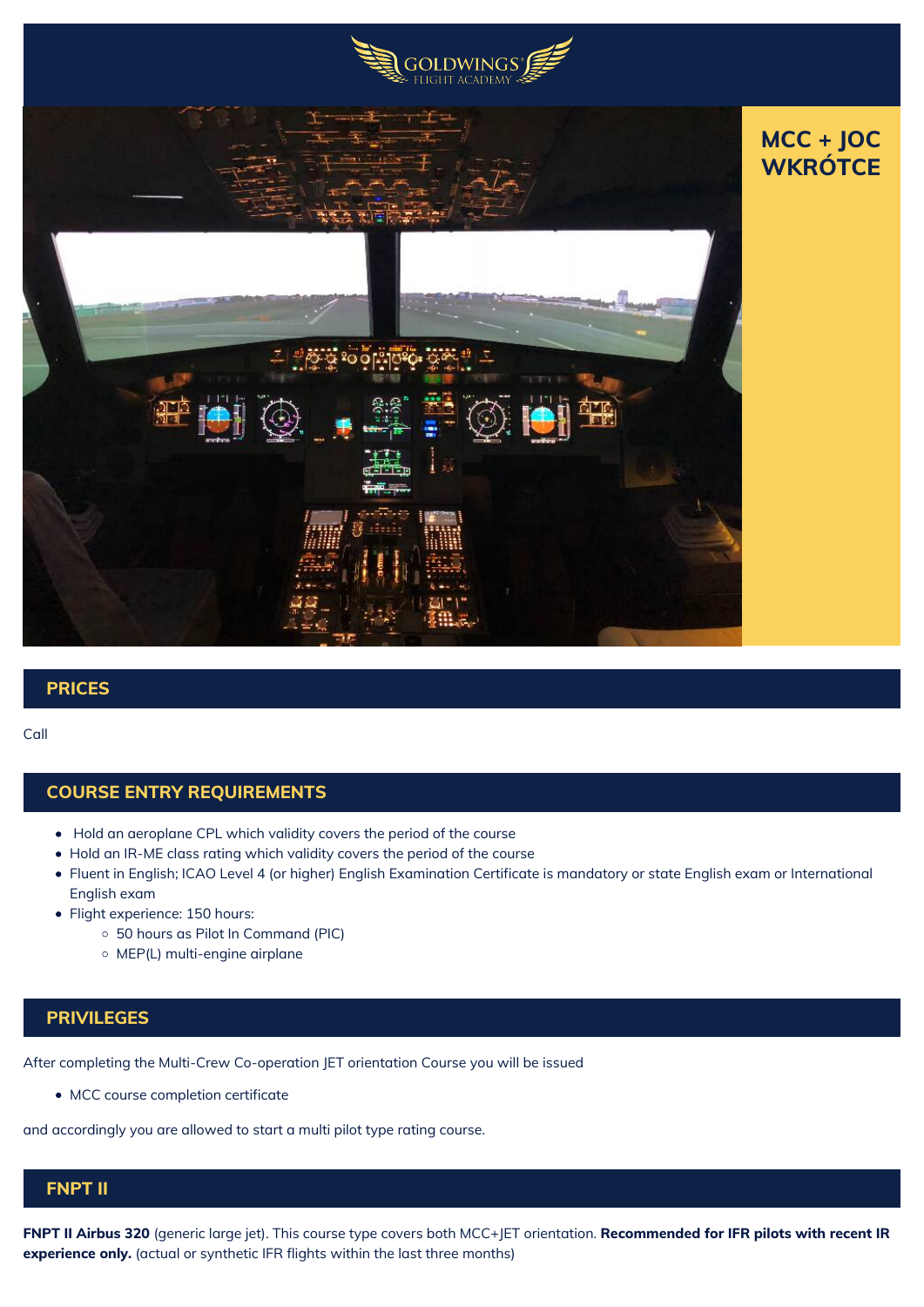GOLDWINGS FLIGHT ACADEMY

# MCC + JOC WKRÓTCE

## PRICES

Call

## COURSE ENTRY REQUIREMENTS

- Hold an aeroplane CPL which validity covers the period of the course
- Hold an IR-ME class rating which validity covers the period of the course
- Fluent in English; ICAO Level 4 (or higher) English Examination Certificate is mandatory or state English exam or International English exam
- Flight experience: 150 hours:
  - 50 hours as Pilot In Command (PIC)
  - MEP(L) multi-engine airplane

## PRIVILEGES

After completing the Multi-Crew Co-operation JET orientation Course you will be issued

- MCC course completion certificate

and accordingly you are allowed to start a multi pilot type rating course.

## FNPT II

**FNPT II Airbus 320** (generic large jet). This course type covers both MCC+JET orientation. **Recommended for IFR pilots with recent IR experience only.** (actual or synthetic IFR flights within the last three months)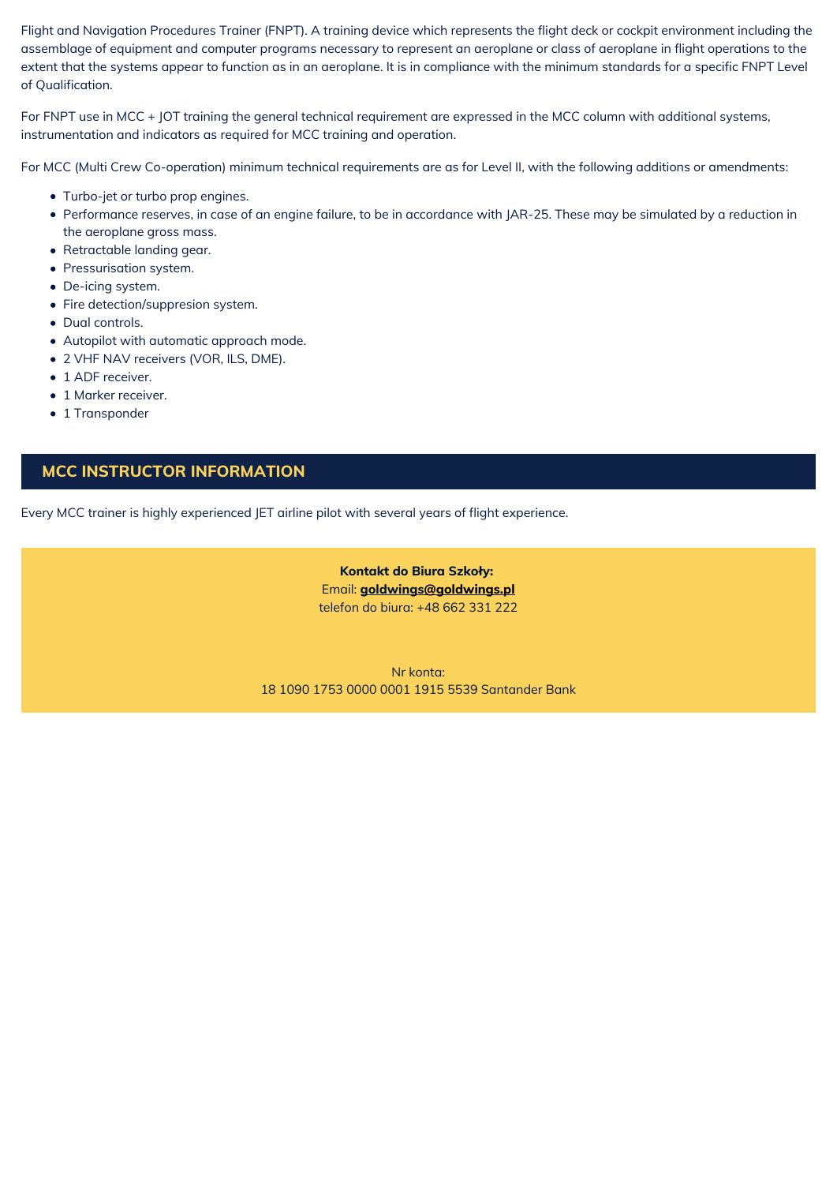Flight and Navigation Procedures Trainer (FNPT). A training device which represents the flight deck or cockpit environment including the assemblage of equipment and computer programs necessary to represent an aeroplane or class of aeroplane in flight operations to the extent that the systems appear to function as in an aeroplane. It is in compliance with the minimum standards for a specific FNPT Level of Qualification.

For FNPT use in MCC + JOT training the general technical requirement are expressed in the MCC column with additional systems, instrumentation and indicators as required for MCC training and operation.

For MCC (Multi Crew Co-operation) minimum technical requirements are as for Level II, with the following additions or amendments:

- Turbo-jet or turbo prop engines.
- Performance reserves, in case of an engine failure, to be in accordance with JAR-25. These may be simulated by a reduction in the aeroplane gross mass.
- Retractable landing gear.
- Pressurisation system.
- De-icing system.
- Fire detection/suppresion system.
- Dual controls.
- Autopilot with automatic approach mode.
- 2 VHF NAV receivers (VOR, ILS, DME).
- 1 ADF receiver.
- 1 Marker receiver.
- 1 Transponder

## MCC INSTRUCTOR INFORMATION

Every MCC trainer is highly experienced JET airline pilot with several years of flight experience.

**Kontakt do Biura Szkoły:**
Email: **goldwings@goldwings.pl**
telefon do biura: +48 662 331 222

Nr konta:
18 1090 1753 0000 0001 1915 5539 Santander Bank